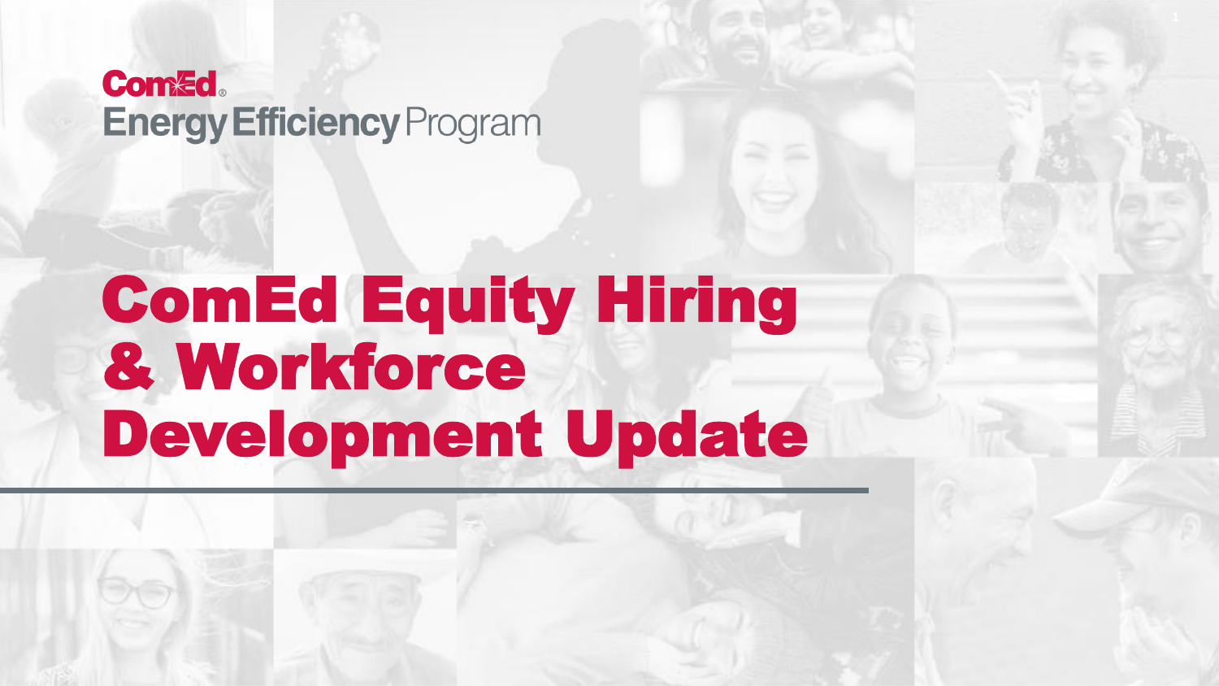ComEd Energy Efficiency Program

# ComEd Equity Hiring & Workforce Development Update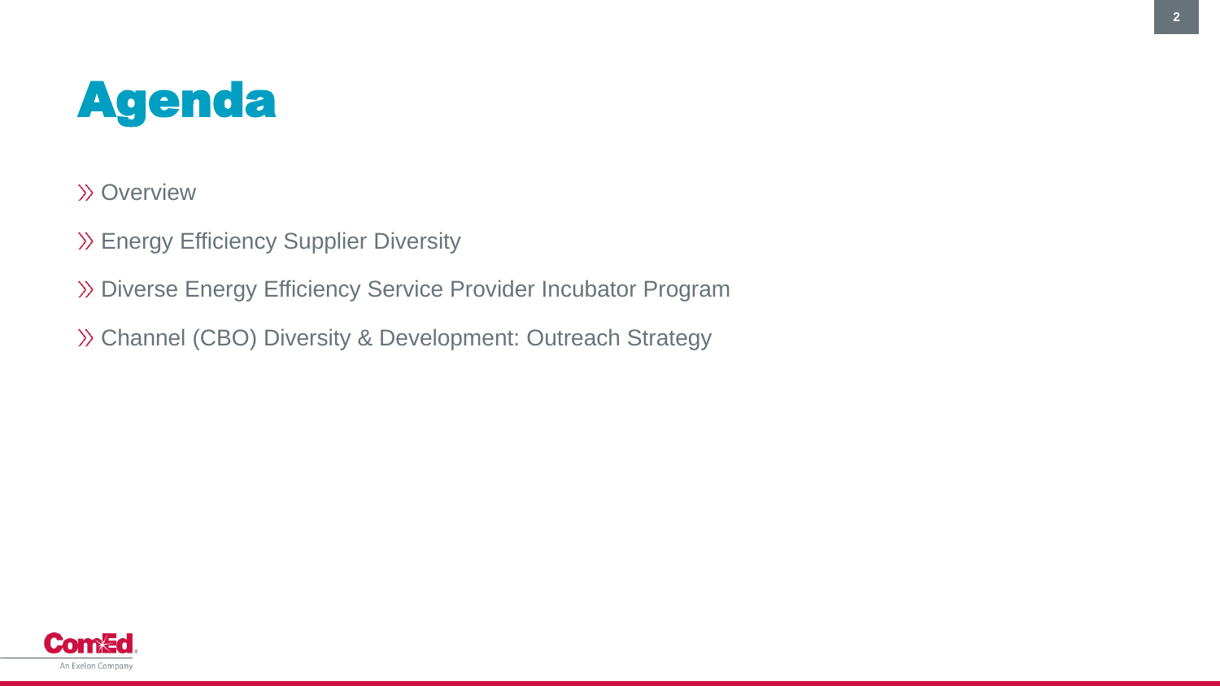# Agenda

- Overview
- Energy Efficiency Supplier Diversity
- Diverse Energy Efficiency Service Provider Incubator Program
- Channel (CBO) Diversity & Development: Outreach Strategy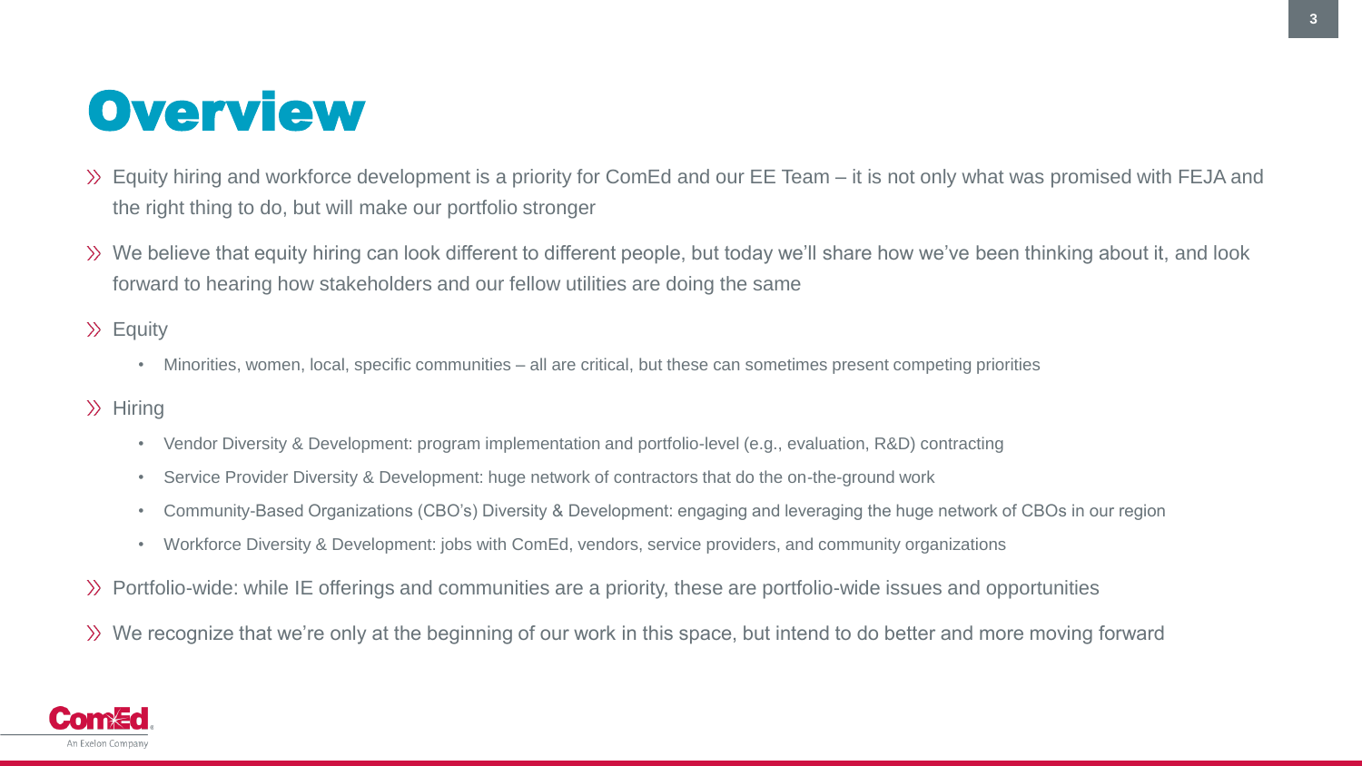# Overview

- Equity hiring and workforce development is a priority for ComEd and our EE Team – it is not only what was promised with FEJA and the right thing to do, but will make our portfolio stronger
- We believe that equity hiring can look different to different people, but today we'll share how we've been thinking about it, and look forward to hearing how stakeholders and our fellow utilities are doing the same
- Equity
  - Minorities, women, local, specific communities – all are critical, but these can sometimes present competing priorities
- Hiring
  - Vendor Diversity & Development: program implementation and portfolio-level (e.g., evaluation, R&D) contracting
  - Service Provider Diversity & Development: huge network of contractors that do the on-the-ground work
  - Community-Based Organizations (CBO's) Diversity & Development: engaging and leveraging the huge network of CBOs in our region
  - Workforce Diversity & Development: jobs with ComEd, vendors, service providers, and community organizations
- Portfolio-wide: while IE offerings and communities are a priority, these are portfolio-wide issues and opportunities
- We recognize that we're only at the beginning of our work in this space, but intend to do better and more moving forward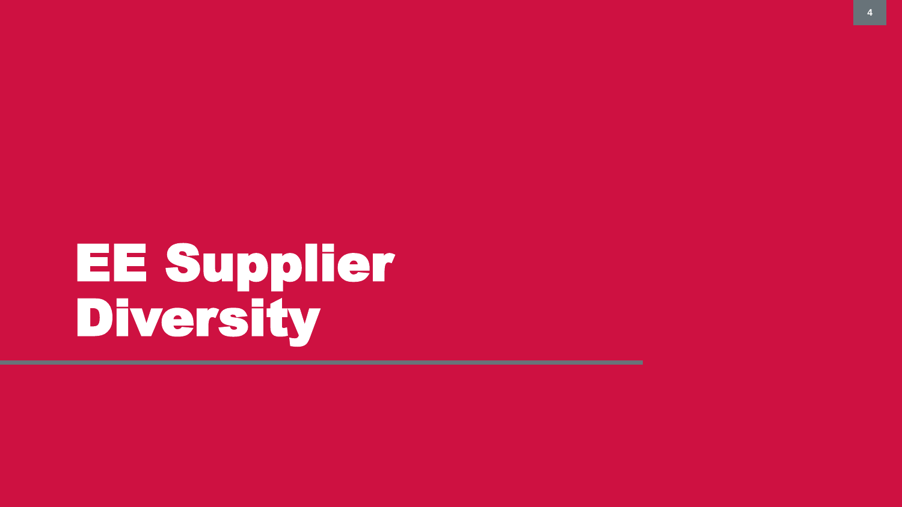# EE Supplier Diversity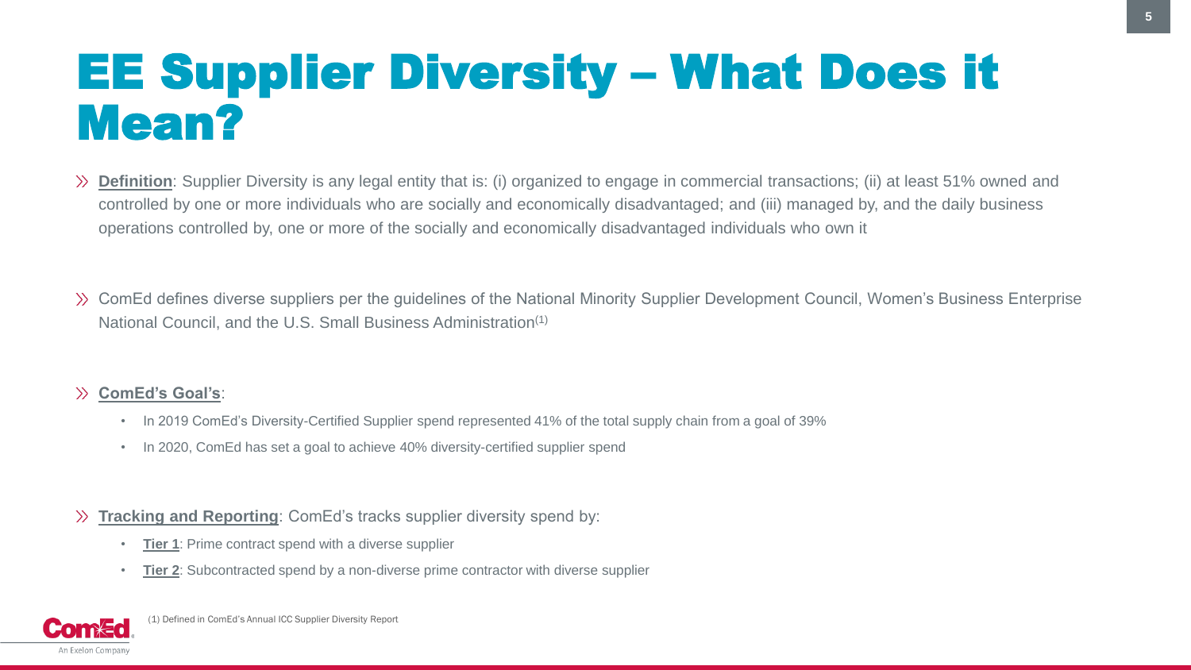# EE Supplier Diversity – What Does it Mean?

- **Definition**: Supplier Diversity is any legal entity that is: (i) organized to engage in commercial transactions; (ii) at least 51% owned and controlled by one or more individuals who are socially and economically disadvantaged; and (iii) managed by, and the daily business operations controlled by, one or more of the socially and economically disadvantaged individuals who own it

- ComEd defines diverse suppliers per the guidelines of the National Minority Supplier Development Council, Women's Business Enterprise National Council, and the U.S. Small Business Administration[1]

- **ComEd's Goal's**:
  - In 2019 ComEd's Diversity-Certified Supplier spend represented 41% of the total supply chain from a goal of 39%
  - In 2020, ComEd has set a goal to achieve 40% diversity-certified supplier spend

- **Tracking and Reporting**: ComEd's tracks supplier diversity spend by:
  - **Tier 1**: Prime contract spend with a diverse supplier
  - **Tier 2**: Subcontracted spend by a non-diverse prime contractor with diverse supplier

(1) Defined in ComEd's Annual ICC Supplier Diversity Report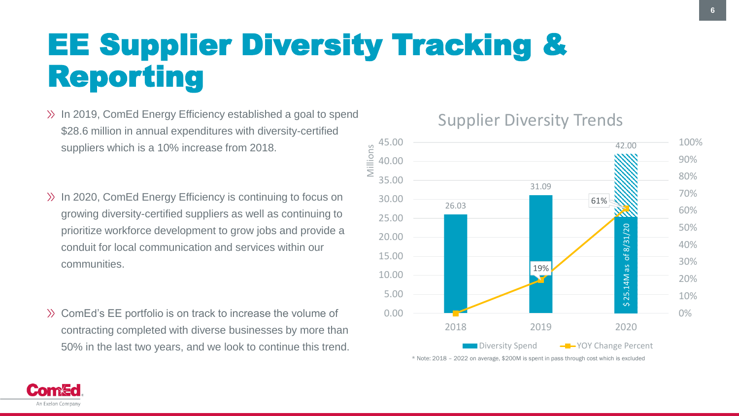# EE Supplier Diversity Tracking & Reporting

- In 2019, ComEd Energy Efficiency established a goal to spend $28.6 million in annual expenditures with diversity-certified suppliers which is a 10% increase from 2018.
- In 2020, ComEd Energy Efficiency is continuing to focus on growing diversity-certified suppliers as well as continuing to prioritize workforce development to grow jobs and provide a conduit for local communication and services within our communities.
- ComEd's EE portfolio is on track to increase the volume of contracting completed with diverse businesses by more than 50% in the last two years, and we look to continue this trend.

## Supplier Diversity Trends

| Year | Diversity Spend (Millions) | YOY Change Percent |
| --- | --- | --- |
| 2018 | 26.03 | |
| 2019 | 31.09 | 19% |
| 2020 | 42.00 ($ 25.14M as of 8/31/20) | 61% |

\* Note: 2018 – 2022 on average, $200M is spent in pass through cost which is excluded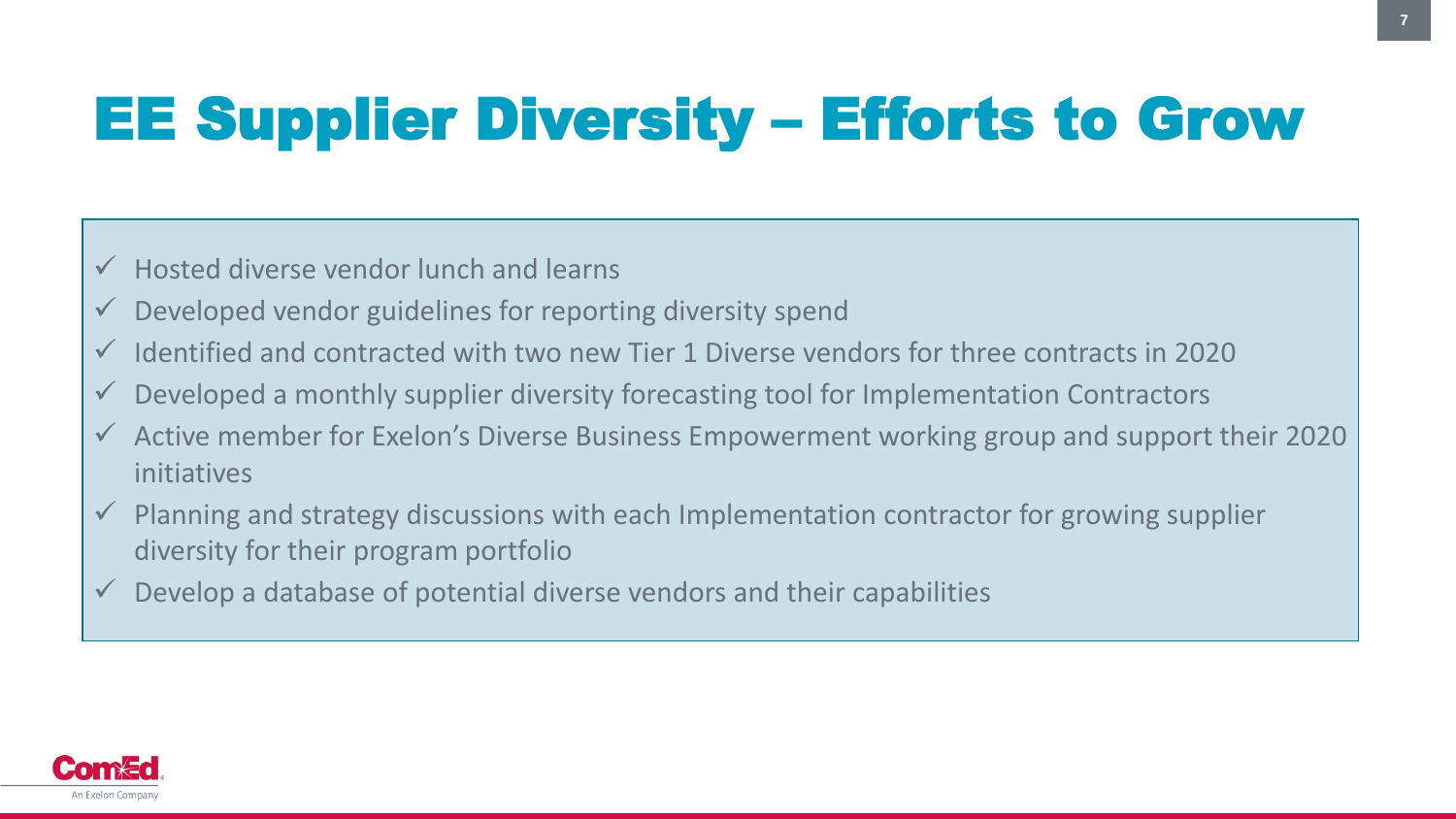# EE Supplier Diversity – Efforts to Grow

- ✓ Hosted diverse vendor lunch and learns
- ✓ Developed vendor guidelines for reporting diversity spend
- ✓ Identified and contracted with two new Tier 1 Diverse vendors for three contracts in 2020
- ✓ Developed a monthly supplier diversity forecasting tool for Implementation Contractors
- ✓ Active member for Exelon's Diverse Business Empowerment working group and support their 2020 initiatives
- ✓ Planning and strategy discussions with each Implementation contractor for growing supplier diversity for their program portfolio
- ✓ Develop a database of potential diverse vendors and their capabilities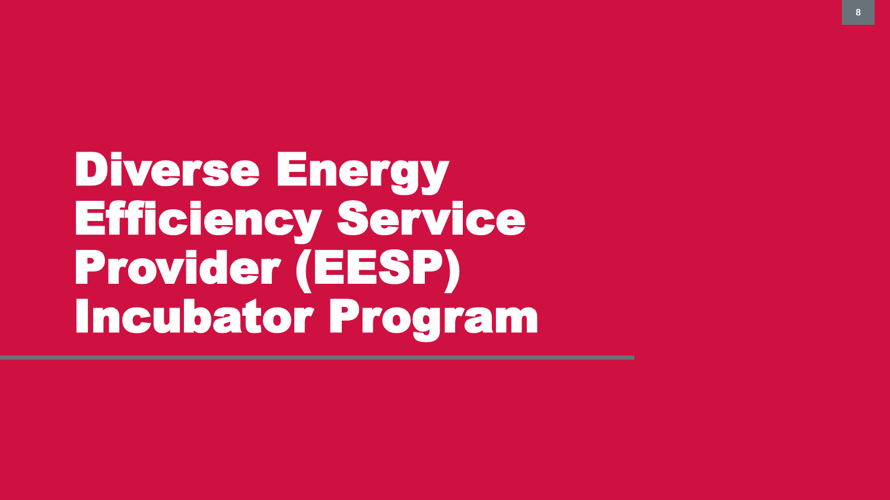# Diverse Energy Efficiency Service Provider (EESP) Incubator Program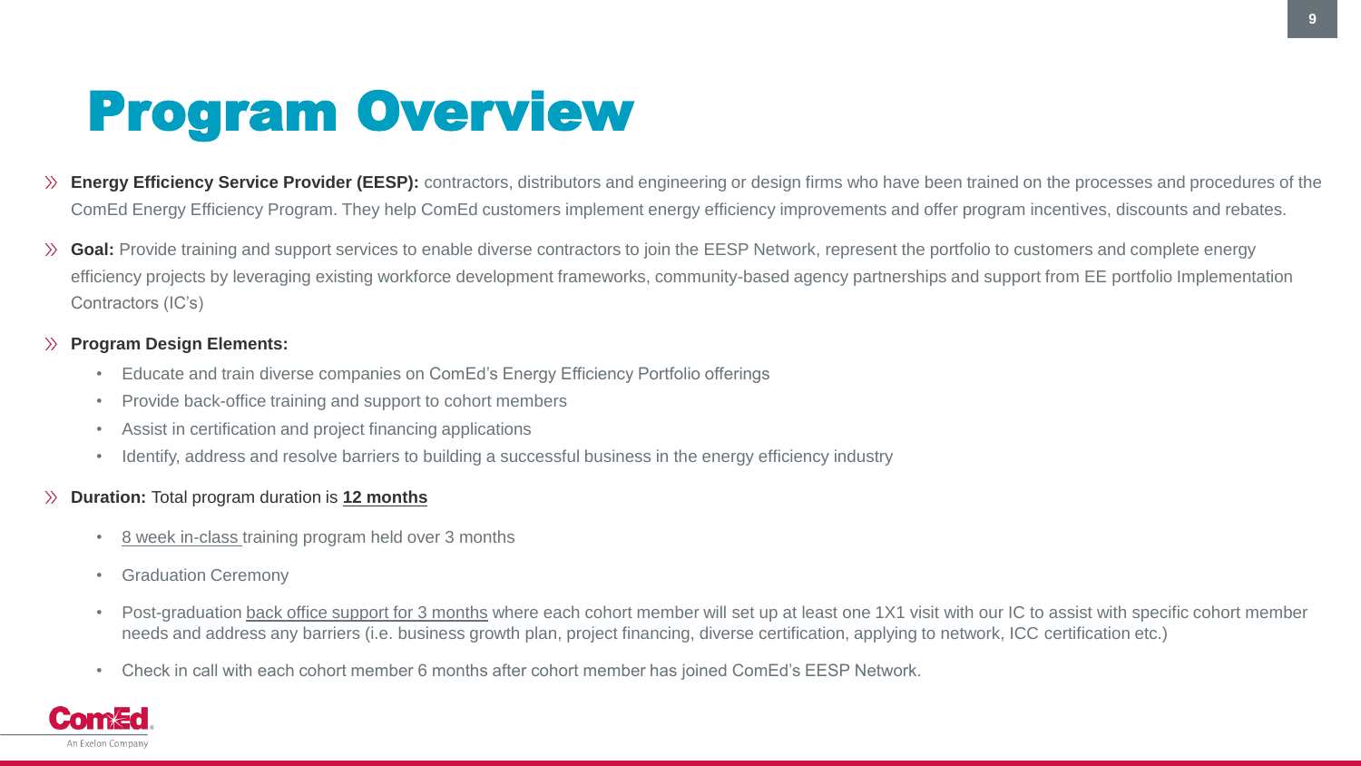# Program Overview

- **Energy Efficiency Service Provider (EESP):** contractors, distributors and engineering or design firms who have been trained on the processes and procedures of the ComEd Energy Efficiency Program. They help ComEd customers implement energy efficiency improvements and offer program incentives, discounts and rebates.
- **Goal:** Provide training and support services to enable diverse contractors to join the EESP Network, represent the portfolio to customers and complete energy efficiency projects by leveraging existing workforce development frameworks, community-based agency partnerships and support from EE portfolio Implementation Contractors (IC's)
- **Program Design Elements:**
  - Educate and train diverse companies on ComEd's Energy Efficiency Portfolio offerings
  - Provide back-office training and support to cohort members
  - Assist in certification and project financing applications
  - Identify, address and resolve barriers to building a successful business in the energy efficiency industry
- **Duration:** Total program duration is **12 months**
  - 8 week in-class training program held over 3 months
  - Graduation Ceremony
  - Post-graduation back office support for 3 months where each cohort member will set up at least one 1X1 visit with our IC to assist with specific cohort member needs and address any barriers (i.e. business growth plan, project financing, diverse certification, applying to network, ICC certification etc.)
  - Check in call with each cohort member 6 months after cohort member has joined ComEd's EESP Network.

ComEd
An Exelon Company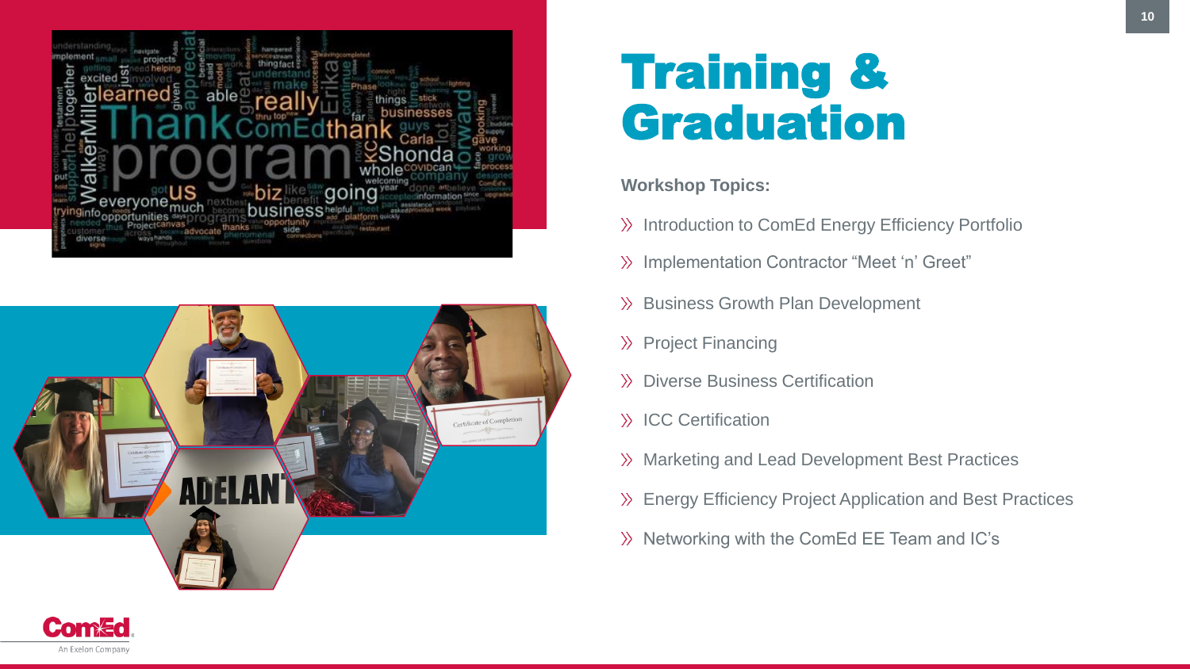# Training & Graduation

**Workshop Topics:**

- Introduction to ComEd Energy Efficiency Portfolio
- Implementation Contractor “Meet ‘n’ Greet”
- Business Growth Plan Development
- Project Financing
- Diverse Business Certification
- ICC Certification
- Marketing and Lead Development Best Practices
- Energy Efficiency Project Application and Best Practices
- Networking with the ComEd EE Team and IC’s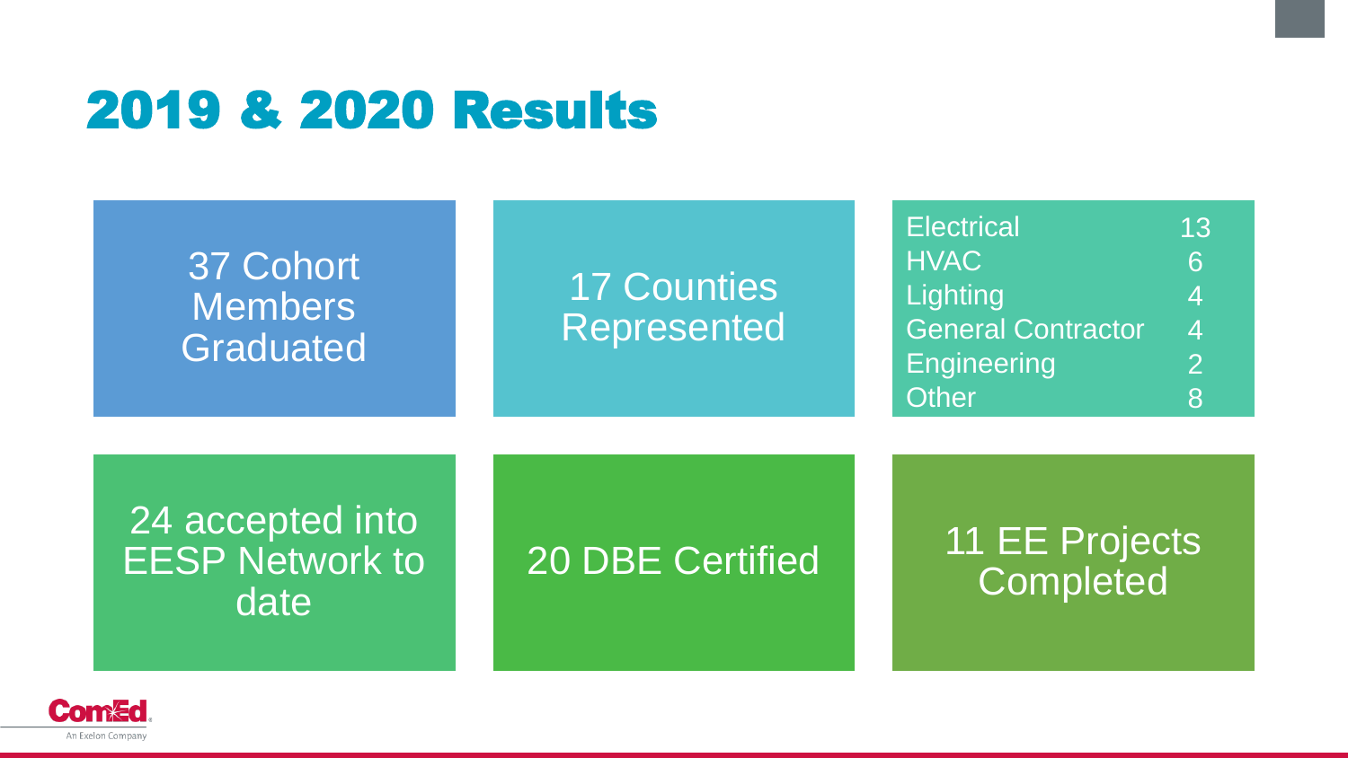# 2019 & 2020 Results

37 Cohort Members Graduated

17 Counties Represented

| | |
|---|---|
| Electrical | 13 |
| HVAC | 6 |
| Lighting | 4 |
| General Contractor | 4 |
| Engineering | 2 |
| Other | 8 |

24 accepted into EESP Network to date

20 DBE Certified

11 EE Projects Completed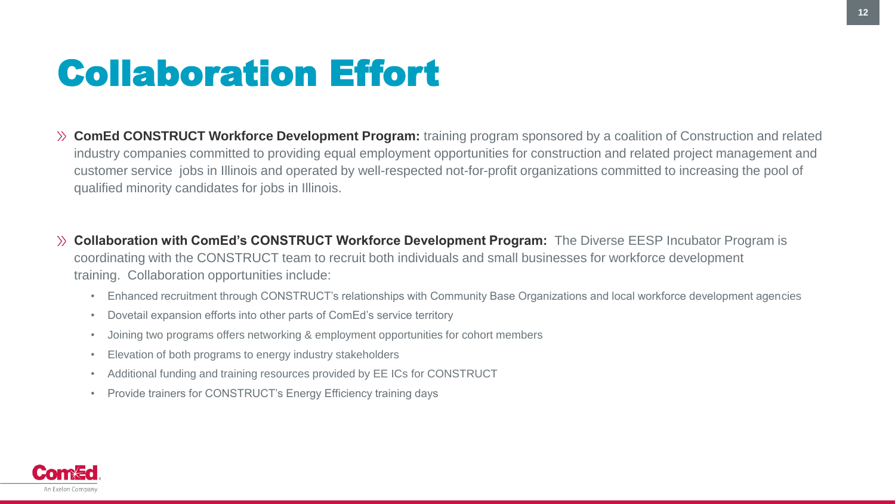# Collaboration Effort

- **ComEd CONSTRUCT Workforce Development Program:** training program sponsored by a coalition of Construction and related industry companies committed to providing equal employment opportunities for construction and related project management and customer service jobs in Illinois and operated by well-respected not-for-profit organizations committed to increasing the pool of qualified minority candidates for jobs in Illinois.

- **Collaboration with ComEd's CONSTRUCT Workforce Development Program:** The Diverse EESP Incubator Program is coordinating with the CONSTRUCT team to recruit both individuals and small businesses for workforce development training. Collaboration opportunities include:
  - Enhanced recruitment through CONSTRUCT's relationships with Community Base Organizations and local workforce development agencies
  - Dovetail expansion efforts into other parts of ComEd's service territory
  - Joining two programs offers networking & employment opportunities for cohort members
  - Elevation of both programs to energy industry stakeholders
  - Additional funding and training resources provided by EE ICs for CONSTRUCT
  - Provide trainers for CONSTRUCT's Energy Efficiency training days

ComEd. An Exelon Company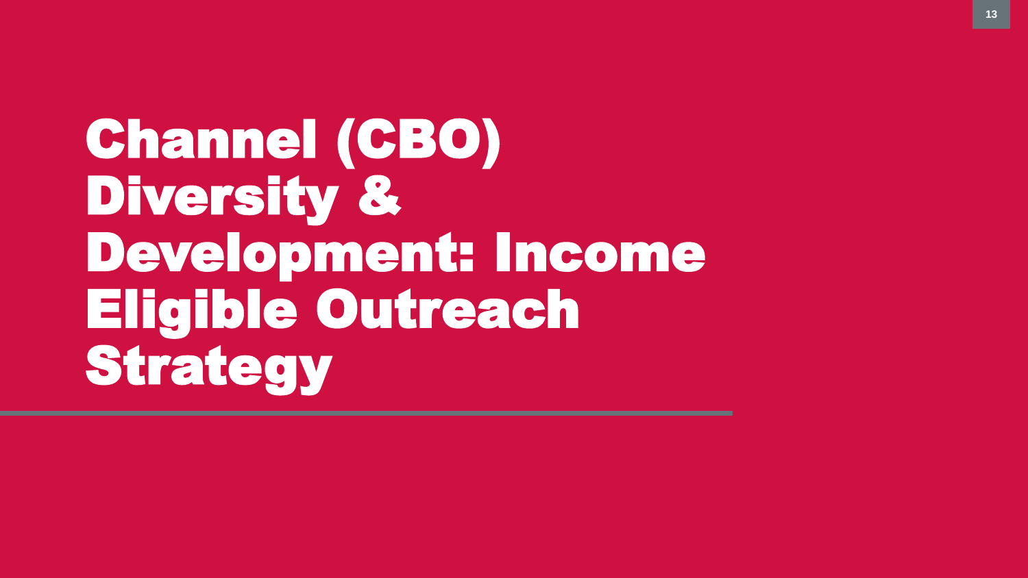# Channel (CBO) Diversity & Development: Income Eligible Outreach Strategy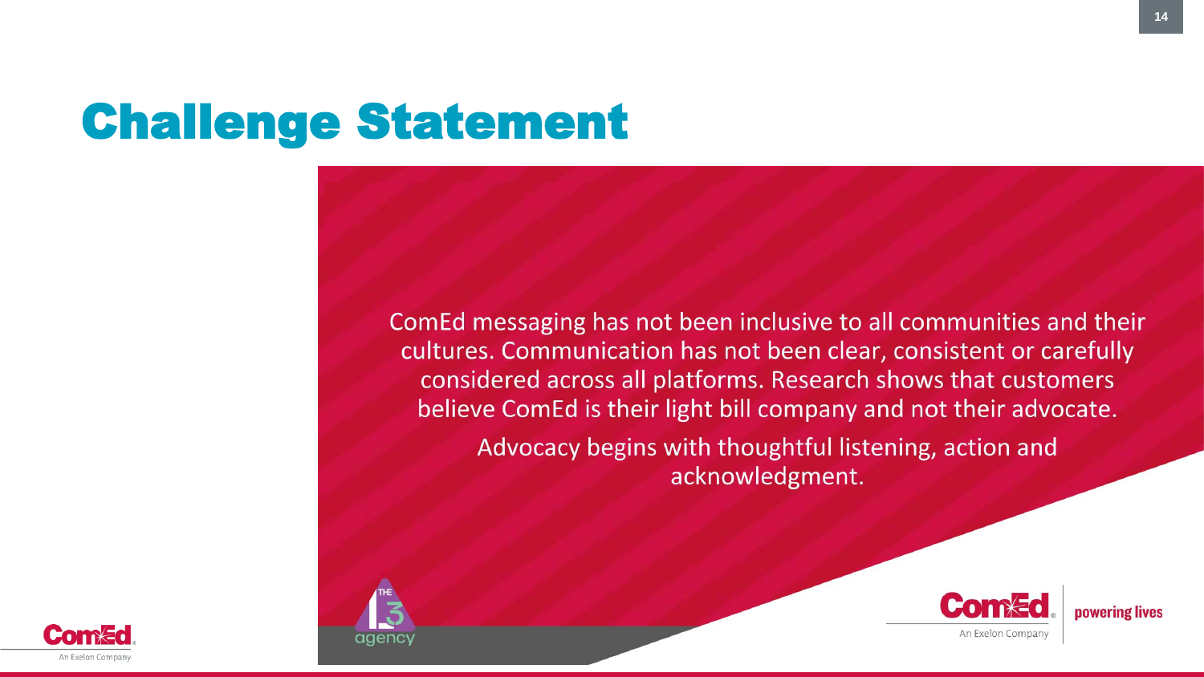# Challenge Statement

ComEd messaging has not been inclusive to all communities and their cultures. Communication has not been clear, consistent or carefully considered across all platforms. Research shows that customers believe ComEd is their light bill company and not their advocate.

Advocacy begins with thoughtful listening, action and acknowledgment.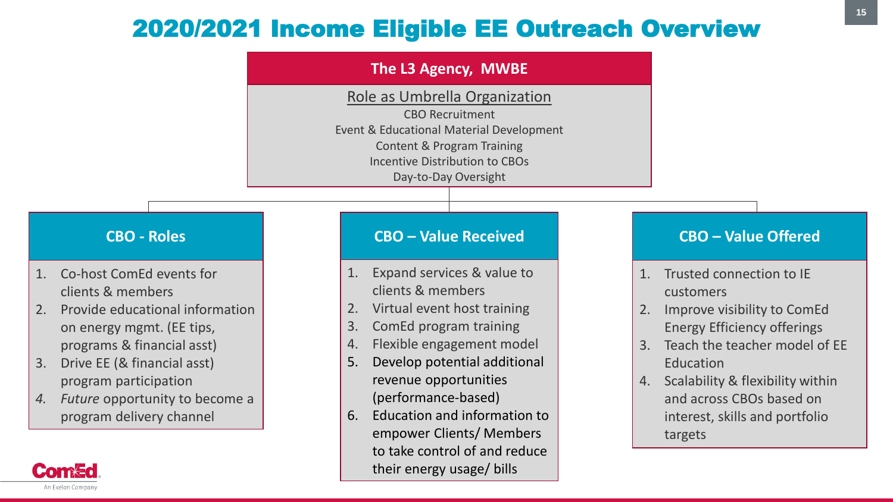# 2020/2021 Income Eligible EE Outreach Overview

## The L3 Agency, MWBE

<u>Role as Umbrella Organization</u>

CBO Recruitment
Event & Educational Material Development
Content & Program Training
Incentive Distribution to CBOs
Day-to-Day Oversight

### CBO - Roles

1. Co-host ComEd events for clients & members
2. Provide educational information on energy mgmt. (EE tips, programs & financial asst)
3. Drive EE (& financial asst) program participation
4. *Future* opportunity to become a program delivery channel

### CBO – Value Received

1. Expand services & value to clients & members
2. Virtual event host training
3. ComEd program training
4. Flexible engagement model
5. Develop potential additional revenue opportunities (performance-based)
6. Education and information to empower Clients/ Members to take control of and reduce their energy usage/ bills

### CBO – Value Offered

1. Trusted connection to IE customers
2. Improve visibility to ComEd Energy Efficiency offerings
3. Teach the teacher model of EE Education
4. Scalability & flexibility within and across CBOs based on interest, skills and portfolio targets

ComEd
An Exelon Company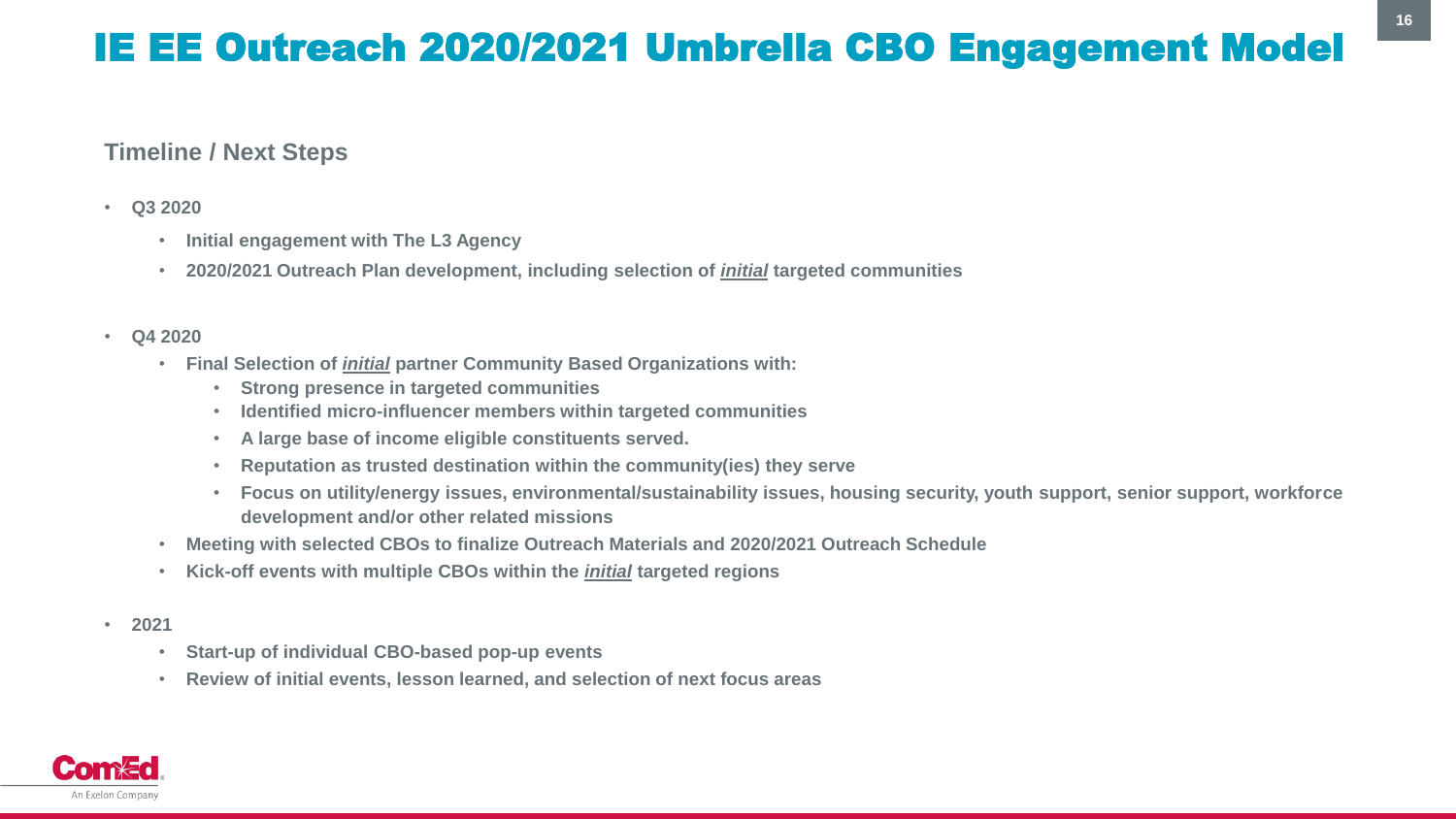# IE EE Outreach 2020/2021 Umbrella CBO Engagement Model

## Timeline / Next Steps

- **Q3 2020**
  - **Initial engagement with The L3 Agency**
  - **2020/2021 Outreach Plan development, including selection of *initial* targeted communities**
- **Q4 2020**
  - **Final Selection of *initial* partner Community Based Organizations with:**
    - **Strong presence in targeted communities**
    - **Identified micro-influencer members within targeted communities**
    - **A large base of income eligible constituents served.**
    - **Reputation as trusted destination within the community(ies) they serve**
    - **Focus on utility/energy issues, environmental/sustainability issues, housing security, youth support, senior support, workforce development and/or other related missions**
  - **Meeting with selected CBOs to finalize Outreach Materials and 2020/2021 Outreach Schedule**
  - **Kick-off events with multiple CBOs within the *initial* targeted regions**
- **2021**
  - **Start-up of individual CBO-based pop-up events**
  - **Review of initial events, lesson learned, and selection of next focus areas**